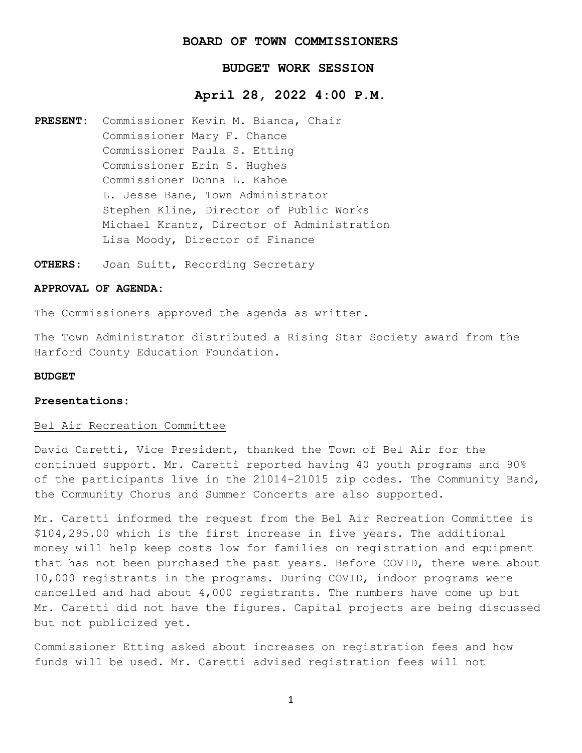# BOARD OF TOWN COMMISSIONERS

## BUDGET WORK SESSION

## April 28, 2022 4:00 P.M.

**PRESENT:** Commissioner Kevin M. Bianca, Chair
Commissioner Mary F. Chance
Commissioner Paula S. Etting
Commissioner Erin S. Hughes
Commissioner Donna L. Kahoe
L. Jesse Bane, Town Administrator
Stephen Kline, Director of Public Works
Michael Krantz, Director of Administration
Lisa Moody, Director of Finance

**OTHERS:** Joan Suitt, Recording Secretary

**APPROVAL OF AGENDA:**

The Commissioners approved the agenda as written.

The Town Administrator distributed a Rising Star Society award from the Harford County Education Foundation.

**BUDGET**

**Presentations:**

<u>Bel Air Recreation Committee</u>

David Caretti, Vice President, thanked the Town of Bel Air for the continued support. Mr. Caretti reported having 40 youth programs and 90% of the participants live in the 21014-21015 zip codes. The Community Band, the Community Chorus and Summer Concerts are also supported.

Mr. Caretti informed the request from the Bel Air Recreation Committee is $104,295.00 which is the first increase in five years. The additional money will help keep costs low for families on registration and equipment that has not been purchased the past years. Before COVID, there were about 10,000 registrants in the programs. During COVID, indoor programs were cancelled and had about 4,000 registrants. The numbers have come up but Mr. Caretti did not have the figures. Capital projects are being discussed but not publicized yet.

Commissioner Etting asked about increases on registration fees and how funds will be used. Mr. Caretti advised registration fees will not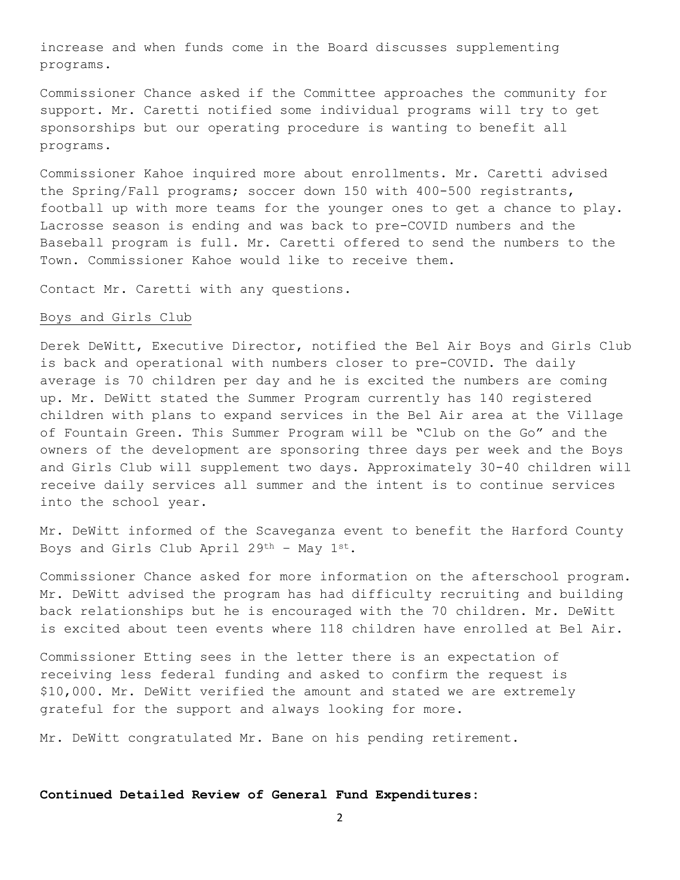increase and when funds come in the Board discusses supplementing programs.

Commissioner Chance asked if the Committee approaches the community for support. Mr. Caretti notified some individual programs will try to get sponsorships but our operating procedure is wanting to benefit all programs.

Commissioner Kahoe inquired more about enrollments. Mr. Caretti advised the Spring/Fall programs; soccer down 150 with 400-500 registrants, football up with more teams for the younger ones to get a chance to play. Lacrosse season is ending and was back to pre-COVID numbers and the Baseball program is full. Mr. Caretti offered to send the numbers to the Town. Commissioner Kahoe would like to receive them.

Contact Mr. Caretti with any questions.

Boys and Girls Club

Derek DeWitt, Executive Director, notified the Bel Air Boys and Girls Club is back and operational with numbers closer to pre-COVID. The daily average is 70 children per day and he is excited the numbers are coming up. Mr. DeWitt stated the Summer Program currently has 140 registered children with plans to expand services in the Bel Air area at the Village of Fountain Green. This Summer Program will be "Club on the Go" and the owners of the development are sponsoring three days per week and the Boys and Girls Club will supplement two days. Approximately 30-40 children will receive daily services all summer and the intent is to continue services into the school year.

Mr. DeWitt informed of the Scaveganza event to benefit the Harford County Boys and Girls Club April 29th – May 1st.

Commissioner Chance asked for more information on the afterschool program. Mr. DeWitt advised the program has had difficulty recruiting and building back relationships but he is encouraged with the 70 children. Mr. DeWitt is excited about teen events where 118 children have enrolled at Bel Air.

Commissioner Etting sees in the letter there is an expectation of receiving less federal funding and asked to confirm the request is $10,000. Mr. DeWitt verified the amount and stated we are extremely grateful for the support and always looking for more.

Mr. DeWitt congratulated Mr. Bane on his pending retirement.

**Continued Detailed Review of General Fund Expenditures:**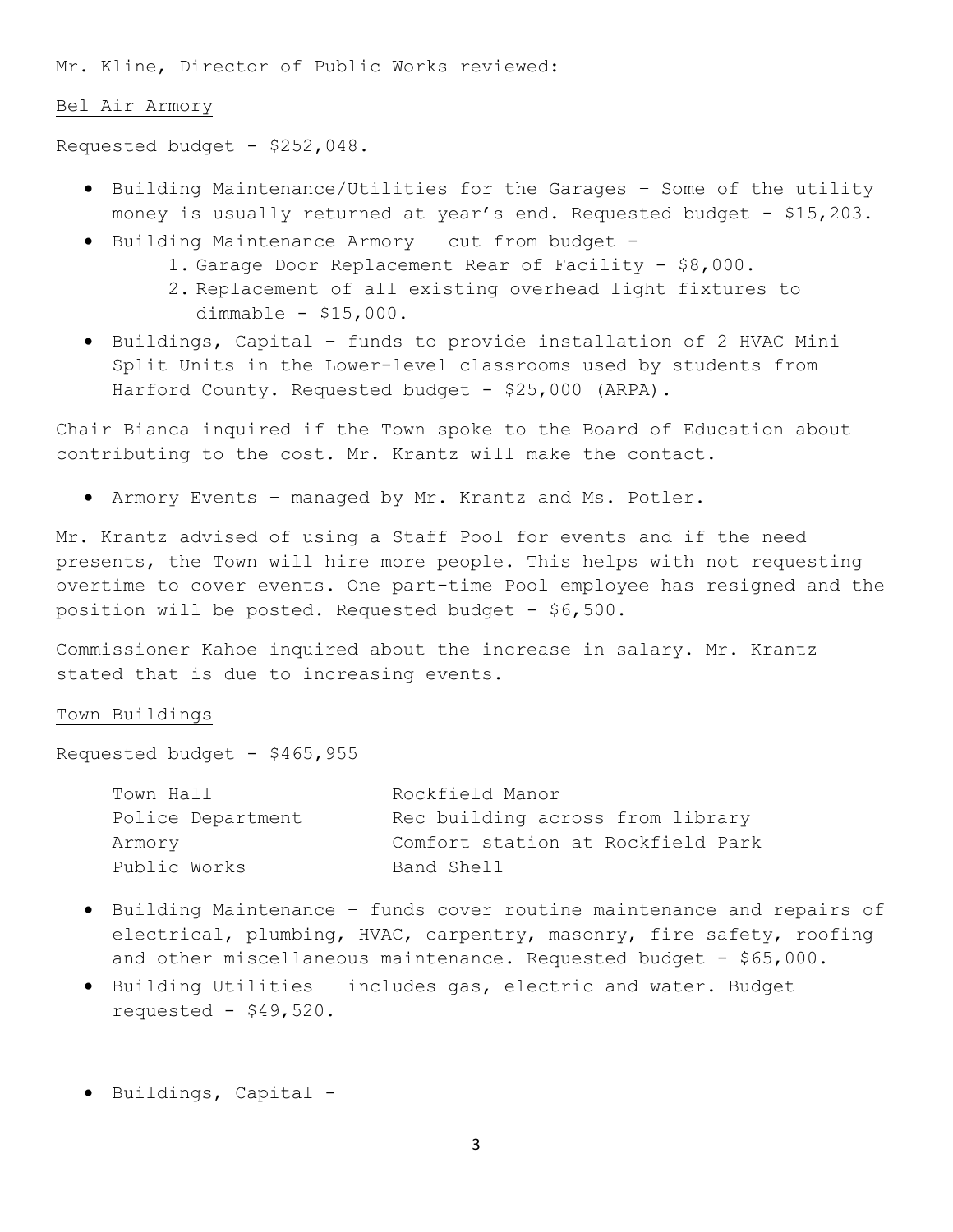Mr. Kline, Director of Public Works reviewed:

<u>Bel Air Armory</u>

Requested budget - $252,048.

- Building Maintenance/Utilities for the Garages – Some of the utility money is usually returned at year's end. Requested budget - $15,203.
- Building Maintenance Armory – cut from budget -
    1. Garage Door Replacement Rear of Facility - $8,000.
    2. Replacement of all existing overhead light fixtures to dimmable - $15,000.
- Buildings, Capital – funds to provide installation of 2 HVAC Mini Split Units in the Lower-level classrooms used by students from Harford County. Requested budget - $25,000 (ARPA).

Chair Bianca inquired if the Town spoke to the Board of Education about contributing to the cost. Mr. Krantz will make the contact.

- Armory Events – managed by Mr. Krantz and Ms. Potler.

Mr. Krantz advised of using a Staff Pool for events and if the need presents, the Town will hire more people. This helps with not requesting overtime to cover events. One part-time Pool employee has resigned and the position will be posted. Requested budget - $6,500.

Commissioner Kahoe inquired about the increase in salary. Mr. Krantz stated that is due to increasing events.

<u>Town Buildings</u>

Requested budget - $465,955

| | |
|---|---|
| Town Hall | Rockfield Manor |
| Police Department | Rec building across from library |
| Armory | Comfort station at Rockfield Park |
| Public Works | Band Shell |

- Building Maintenance – funds cover routine maintenance and repairs of electrical, plumbing, HVAC, carpentry, masonry, fire safety, roofing and other miscellaneous maintenance. Requested budget - $65,000.
- Building Utilities – includes gas, electric and water. Budget requested - $49,520.

- Buildings, Capital -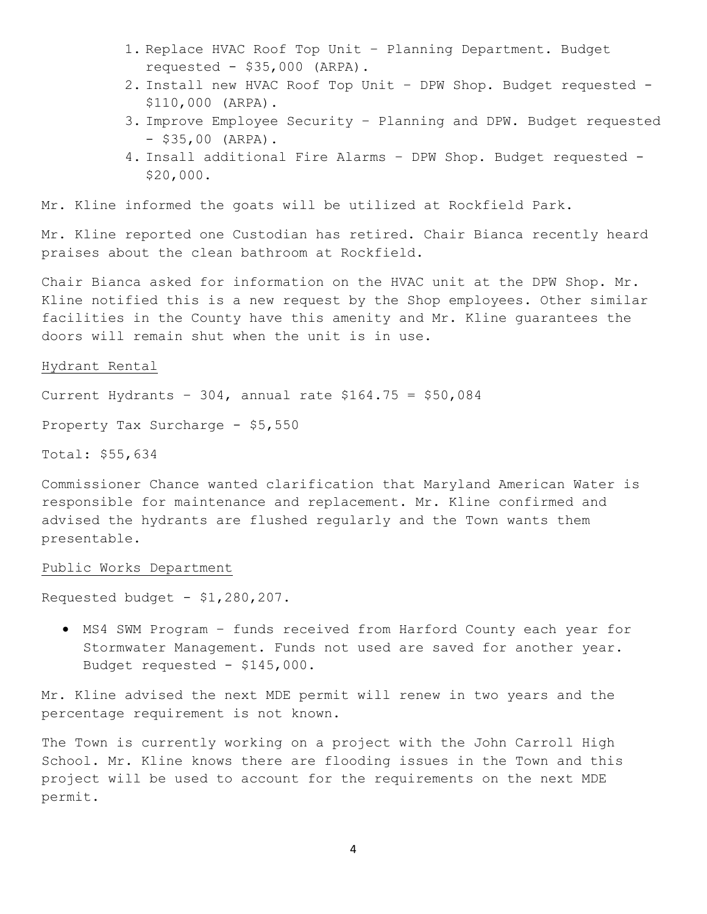1. Replace HVAC Roof Top Unit – Planning Department. Budget requested - $35,000 (ARPA).
2. Install new HVAC Roof Top Unit – DPW Shop. Budget requested - $110,000 (ARPA).
3. Improve Employee Security – Planning and DPW. Budget requested - $35,00 (ARPA).
4. Insall additional Fire Alarms – DPW Shop. Budget requested - $20,000.

Mr. Kline informed the goats will be utilized at Rockfield Park.

Mr. Kline reported one Custodian has retired. Chair Bianca recently heard praises about the clean bathroom at Rockfield.

Chair Bianca asked for information on the HVAC unit at the DPW Shop. Mr. Kline notified this is a new request by the Shop employees. Other similar facilities in the County have this amenity and Mr. Kline guarantees the doors will remain shut when the unit is in use.

<u>Hydrant Rental</u>

Current Hydrants – 304, annual rate $164.75 = $50,084

Property Tax Surcharge - $5,550

Total: $55,634

Commissioner Chance wanted clarification that Maryland American Water is responsible for maintenance and replacement. Mr. Kline confirmed and advised the hydrants are flushed regularly and the Town wants them presentable.

<u>Public Works Department</u>

Requested budget - $1,280,207.

- MS4 SWM Program – funds received from Harford County each year for Stormwater Management. Funds not used are saved for another year. Budget requested - $145,000.

Mr. Kline advised the next MDE permit will renew in two years and the percentage requirement is not known.

The Town is currently working on a project with the John Carroll High School. Mr. Kline knows there are flooding issues in the Town and this project will be used to account for the requirements on the next MDE permit.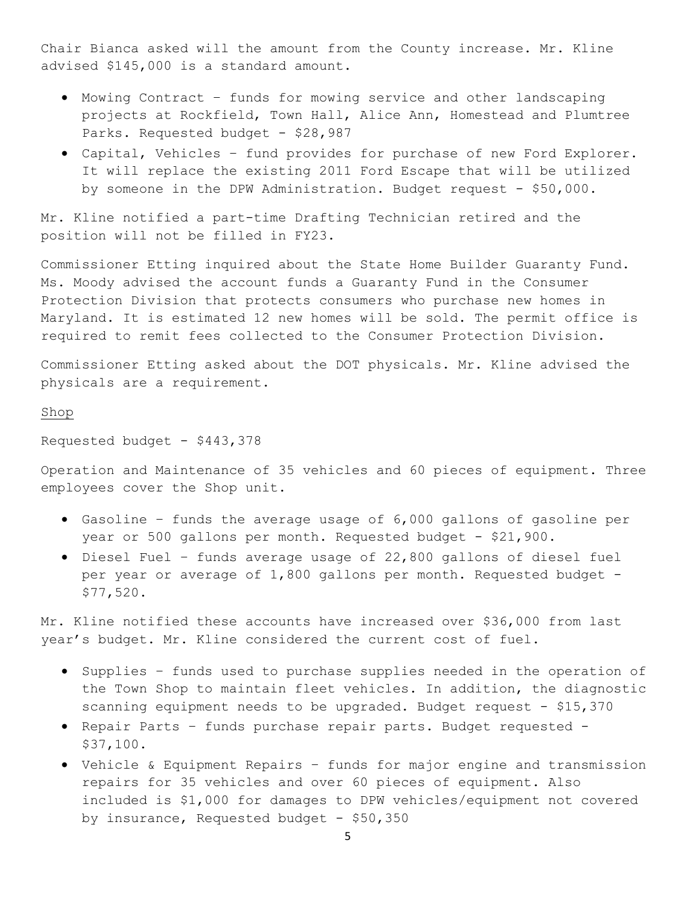Chair Bianca asked will the amount from the County increase. Mr. Kline advised $145,000 is a standard amount.

- Mowing Contract – funds for mowing service and other landscaping projects at Rockfield, Town Hall, Alice Ann, Homestead and Plumtree Parks. Requested budget - $28,987
- Capital, Vehicles – fund provides for purchase of new Ford Explorer. It will replace the existing 2011 Ford Escape that will be utilized by someone in the DPW Administration. Budget request - $50,000.

Mr. Kline notified a part-time Drafting Technician retired and the position will not be filled in FY23.

Commissioner Etting inquired about the State Home Builder Guaranty Fund. Ms. Moody advised the account funds a Guaranty Fund in the Consumer Protection Division that protects consumers who purchase new homes in Maryland. It is estimated 12 new homes will be sold. The permit office is required to remit fees collected to the Consumer Protection Division.

Commissioner Etting asked about the DOT physicals. Mr. Kline advised the physicals are a requirement.

Shop

Requested budget - $443,378

Operation and Maintenance of 35 vehicles and 60 pieces of equipment. Three employees cover the Shop unit.

- Gasoline – funds the average usage of 6,000 gallons of gasoline per year or 500 gallons per month. Requested budget - $21,900.
- Diesel Fuel – funds average usage of 22,800 gallons of diesel fuel per year or average of 1,800 gallons per month. Requested budget - $77,520.

Mr. Kline notified these accounts have increased over $36,000 from last year's budget. Mr. Kline considered the current cost of fuel.

- Supplies – funds used to purchase supplies needed in the operation of the Town Shop to maintain fleet vehicles. In addition, the diagnostic scanning equipment needs to be upgraded. Budget request - $15,370
- Repair Parts – funds purchase repair parts. Budget requested - $37,100.
- Vehicle & Equipment Repairs – funds for major engine and transmission repairs for 35 vehicles and over 60 pieces of equipment. Also included is $1,000 for damages to DPW vehicles/equipment not covered by insurance, Requested budget - $50,350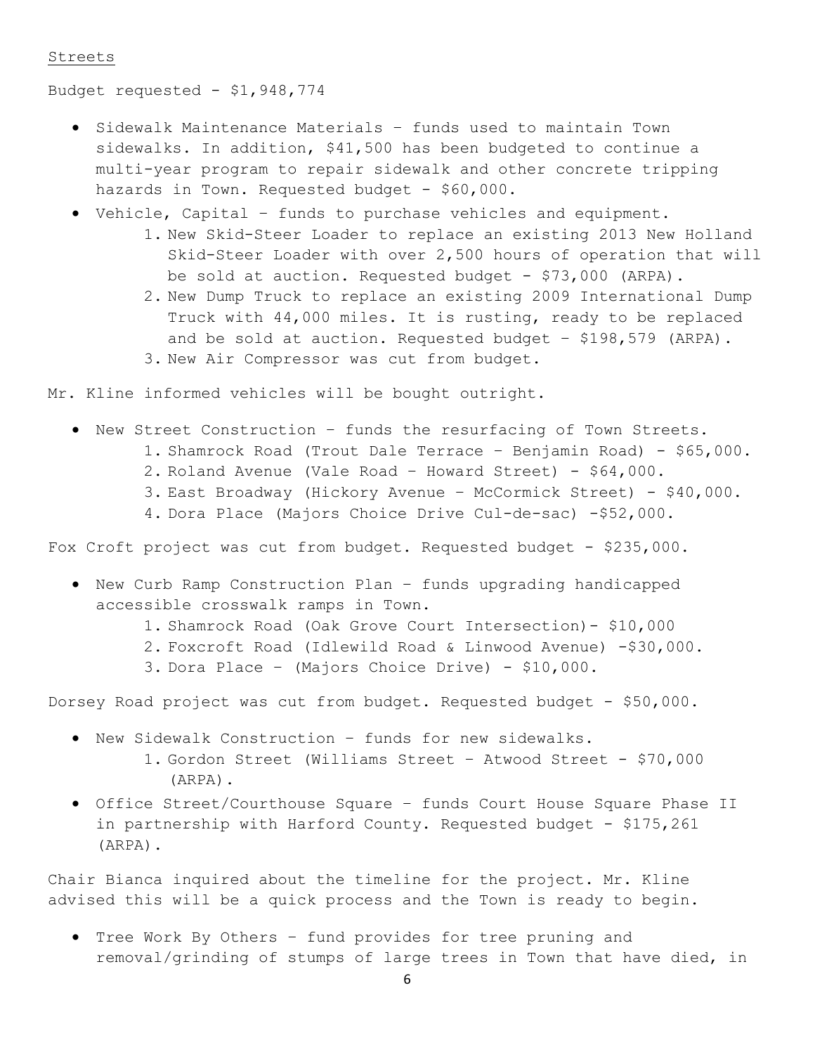Streets

Budget requested - $1,948,774

- Sidewalk Maintenance Materials – funds used to maintain Town sidewalks. In addition, $41,500 has been budgeted to continue a multi-year program to repair sidewalk and other concrete tripping hazards in Town. Requested budget - $60,000.
- Vehicle, Capital – funds to purchase vehicles and equipment.
    1. New Skid-Steer Loader to replace an existing 2013 New Holland Skid-Steer Loader with over 2,500 hours of operation that will be sold at auction. Requested budget - $73,000 (ARPA).
    2. New Dump Truck to replace an existing 2009 International Dump Truck with 44,000 miles. It is rusting, ready to be replaced and be sold at auction. Requested budget – $198,579 (ARPA).
    3. New Air Compressor was cut from budget.

Mr. Kline informed vehicles will be bought outright.

- New Street Construction – funds the resurfacing of Town Streets.
    1. Shamrock Road (Trout Dale Terrace – Benjamin Road) - $65,000.
    2. Roland Avenue (Vale Road – Howard Street) - $64,000.
    3. East Broadway (Hickory Avenue – McCormick Street) - $40,000.
    4. Dora Place (Majors Choice Drive Cul-de-sac) -$52,000.

Fox Croft project was cut from budget. Requested budget - $235,000.

- New Curb Ramp Construction Plan – funds upgrading handicapped accessible crosswalk ramps in Town.
    1. Shamrock Road (Oak Grove Court Intersection)- $10,000
    2. Foxcroft Road (Idlewild Road & Linwood Avenue) -$30,000.
    3. Dora Place – (Majors Choice Drive) - $10,000.

Dorsey Road project was cut from budget. Requested budget - $50,000.

- New Sidewalk Construction – funds for new sidewalks.
    1. Gordon Street (Williams Street – Atwood Street - $70,000 (ARPA).
- Office Street/Courthouse Square – funds Court House Square Phase II in partnership with Harford County. Requested budget - $175,261 (ARPA).

Chair Bianca inquired about the timeline for the project. Mr. Kline advised this will be a quick process and the Town is ready to begin.

- Tree Work By Others – fund provides for tree pruning and removal/grinding of stumps of large trees in Town that have died, in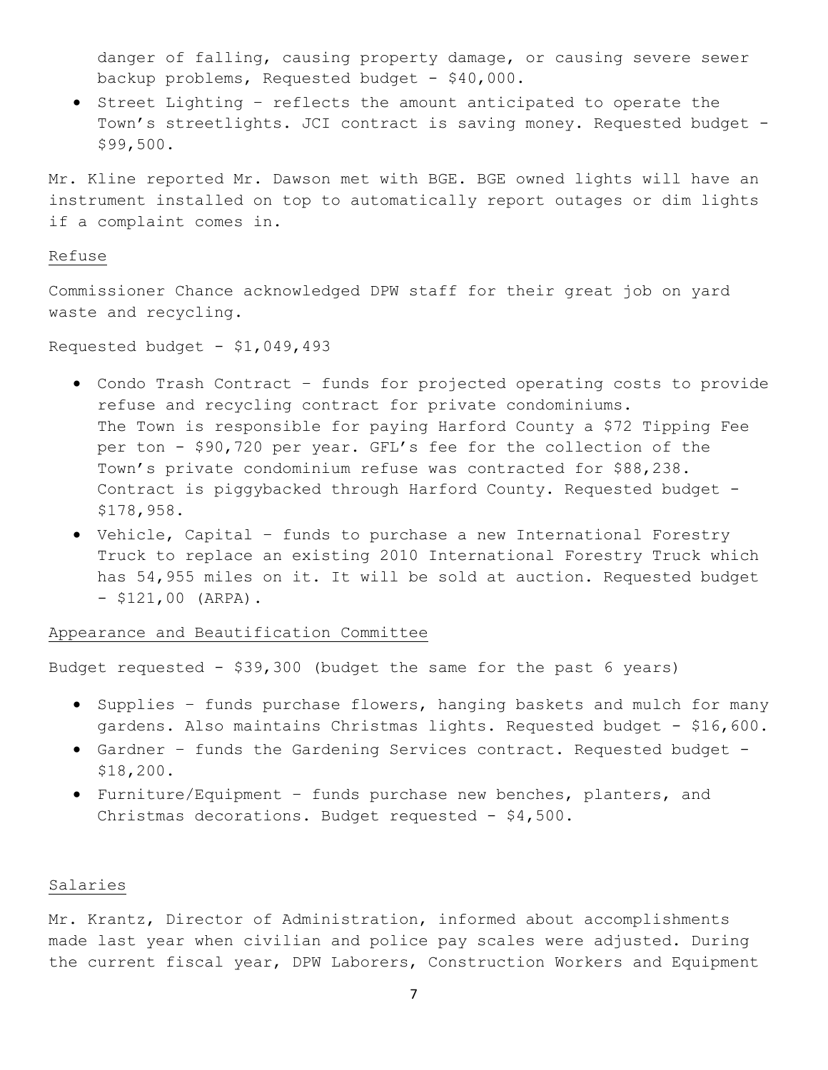danger of falling, causing property damage, or causing severe sewer backup problems, Requested budget - $40,000.

- Street Lighting – reflects the amount anticipated to operate the Town's streetlights. JCI contract is saving money. Requested budget - $99,500.

Mr. Kline reported Mr. Dawson met with BGE. BGE owned lights will have an instrument installed on top to automatically report outages or dim lights if a complaint comes in.

Refuse

Commissioner Chance acknowledged DPW staff for their great job on yard waste and recycling.

Requested budget - $1,049,493

- Condo Trash Contract – funds for projected operating costs to provide refuse and recycling contract for private condominiums.
  The Town is responsible for paying Harford County a $72 Tipping Fee per ton - $90,720 per year. GFL's fee for the collection of the Town's private condominium refuse was contracted for $88,238. Contract is piggybacked through Harford County. Requested budget - $178,958.
- Vehicle, Capital – funds to purchase a new International Forestry Truck to replace an existing 2010 International Forestry Truck which has 54,955 miles on it. It will be sold at auction. Requested budget - $121,00 (ARPA).

Appearance and Beautification Committee

Budget requested - $39,300 (budget the same for the past 6 years)

- Supplies – funds purchase flowers, hanging baskets and mulch for many gardens. Also maintains Christmas lights. Requested budget - $16,600.
- Gardner – funds the Gardening Services contract. Requested budget - $18,200.
- Furniture/Equipment – funds purchase new benches, planters, and Christmas decorations. Budget requested - $4,500.

Salaries

Mr. Krantz, Director of Administration, informed about accomplishments made last year when civilian and police pay scales were adjusted. During the current fiscal year, DPW Laborers, Construction Workers and Equipment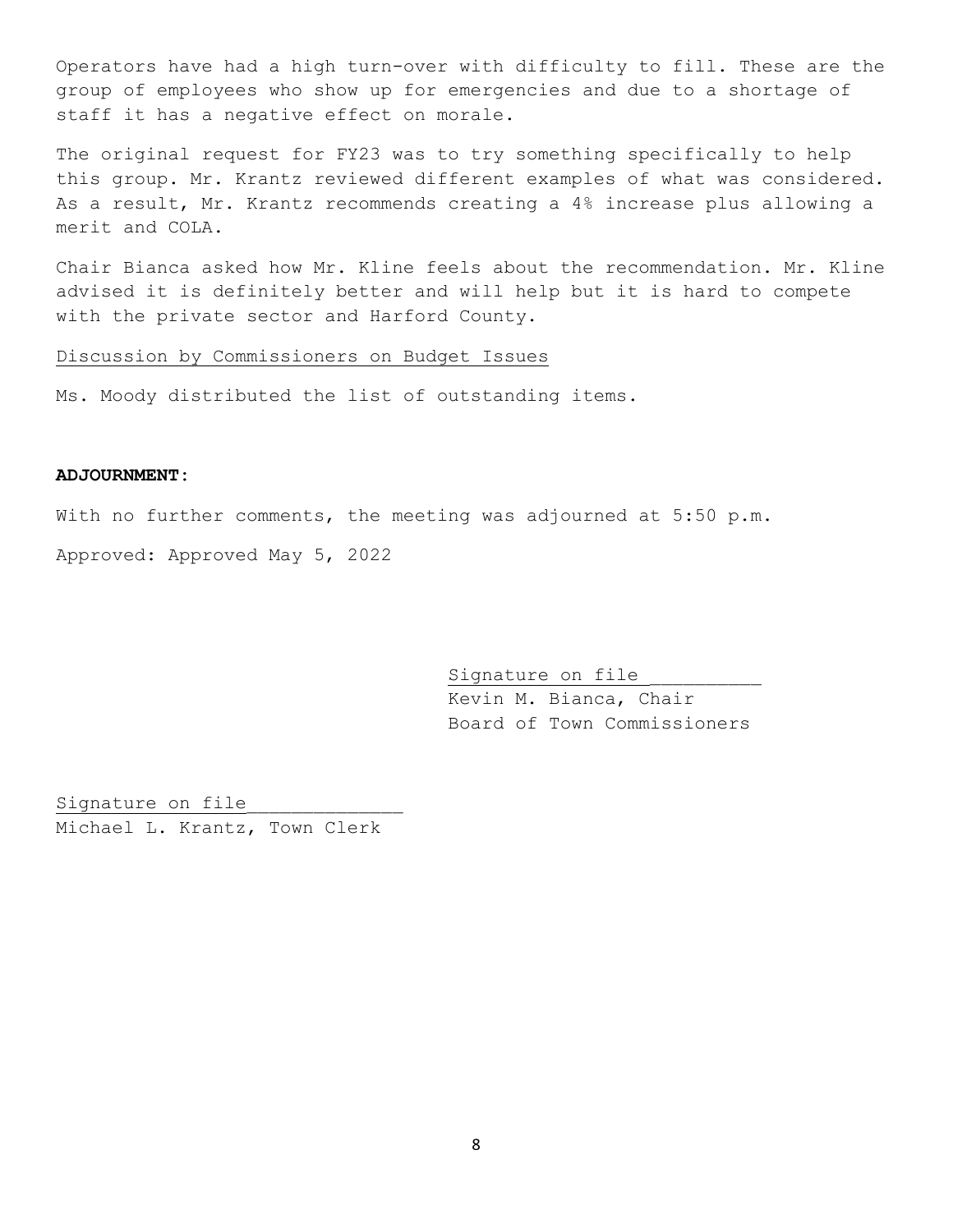Operators have had a high turn-over with difficulty to fill. These are the group of employees who show up for emergencies and due to a shortage of staff it has a negative effect on morale.

The original request for FY23 was to try something specifically to help this group. Mr. Krantz reviewed different examples of what was considered. As a result, Mr. Krantz recommends creating a 4% increase plus allowing a merit and COLA.

Chair Bianca asked how Mr. Kline feels about the recommendation. Mr. Kline advised it is definitely better and will help but it is hard to compete with the private sector and Harford County.

Discussion by Commissioners on Budget Issues

Ms. Moody distributed the list of outstanding items.

**ADJOURNMENT:**

With no further comments, the meeting was adjourned at 5:50 p.m.

Approved: Approved May 5, 2022

Signature on file__________
Kevin M. Bianca, Chair
Board of Town Commissioners

Signature on file______________
Michael L. Krantz, Town Clerk